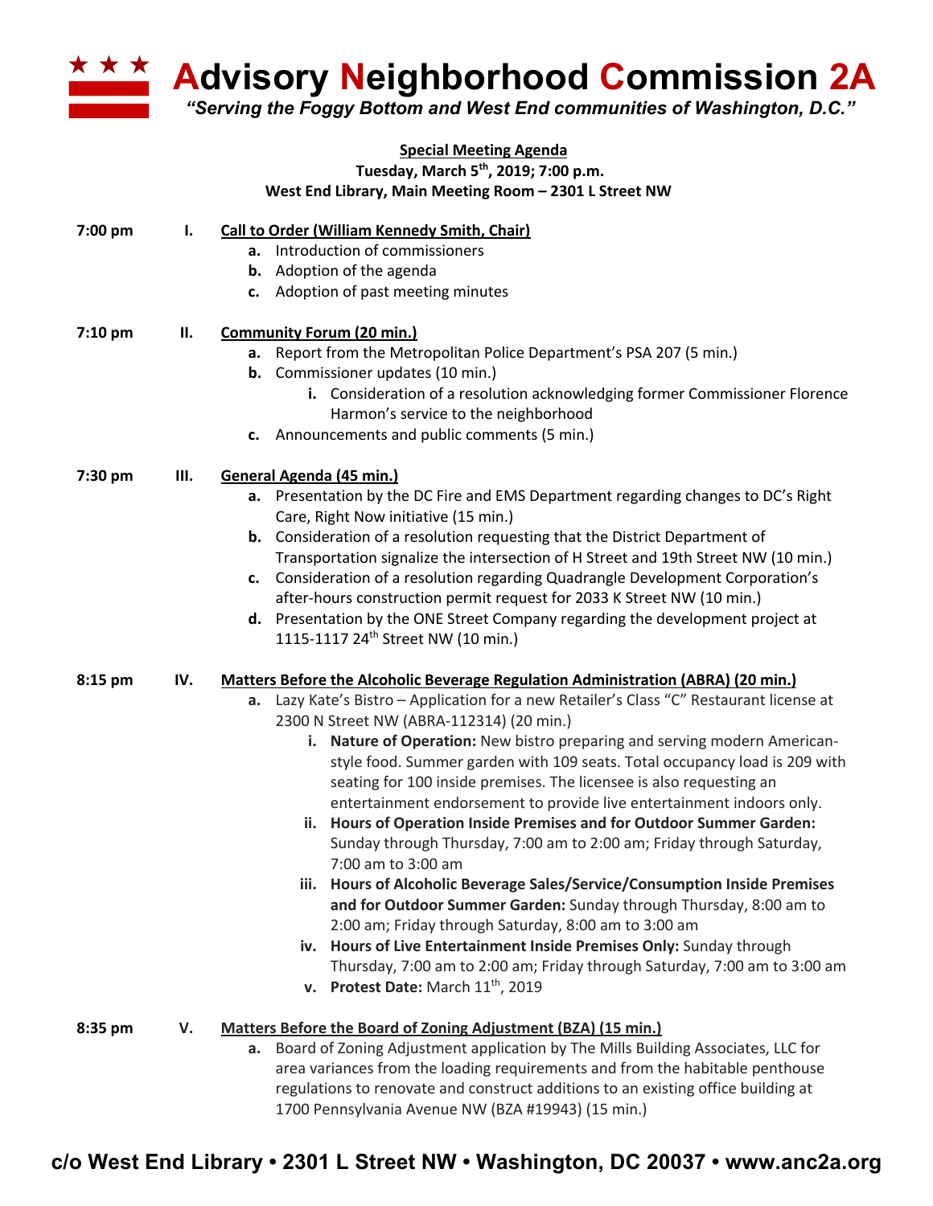# Advisory Neighborhood Commission 2A

*"Serving the Foggy Bottom and West End communities of Washington, D.C."*

**Special Meeting Agenda**
**Tuesday, March 5th, 2019; 7:00 p.m.**
**West End Library, Main Meeting Room – 2301 L Street NW**

**7:00 pm** **I. Call to Order (William Kennedy Smith, Chair)**

- **a.** Introduction of commissioners
- **b.** Adoption of the agenda
- **c.** Adoption of past meeting minutes

**7:10 pm** **II. Community Forum (20 min.)**

- **a.** Report from the Metropolitan Police Department's PSA 207 (5 min.)
- **b.** Commissioner updates (10 min.)
  - **i.** Consideration of a resolution acknowledging former Commissioner Florence Harmon's service to the neighborhood
- **c.** Announcements and public comments (5 min.)

**7:30 pm** **III. General Agenda (45 min.)**

- **a.** Presentation by the DC Fire and EMS Department regarding changes to DC's Right Care, Right Now initiative (15 min.)
- **b.** Consideration of a resolution requesting that the District Department of Transportation signalize the intersection of H Street and 19th Street NW (10 min.)
- **c.** Consideration of a resolution regarding Quadrangle Development Corporation's after-hours construction permit request for 2033 K Street NW (10 min.)
- **d.** Presentation by the ONE Street Company regarding the development project at 1115-1117 24th Street NW (10 min.)

**8:15 pm** **IV. Matters Before the Alcoholic Beverage Regulation Administration (ABRA) (20 min.)**

- **a.** Lazy Kate's Bistro – Application for a new Retailer's Class "C" Restaurant license at 2300 N Street NW (ABRA-112314) (20 min.)
  - **i. Nature of Operation:** New bistro preparing and serving modern American-style food. Summer garden with 109 seats. Total occupancy load is 209 with seating for 100 inside premises. The licensee is also requesting an entertainment endorsement to provide live entertainment indoors only.
  - **ii. Hours of Operation Inside Premises and for Outdoor Summer Garden:** Sunday through Thursday, 7:00 am to 2:00 am; Friday through Saturday, 7:00 am to 3:00 am
  - **iii. Hours of Alcoholic Beverage Sales/Service/Consumption Inside Premises and for Outdoor Summer Garden:** Sunday through Thursday, 8:00 am to 2:00 am; Friday through Saturday, 8:00 am to 3:00 am
  - **iv. Hours of Live Entertainment Inside Premises Only:** Sunday through Thursday, 7:00 am to 2:00 am; Friday through Saturday, 7:00 am to 3:00 am
  - **v. Protest Date:** March 11th, 2019

**8:35 pm** **V. Matters Before the Board of Zoning Adjustment (BZA) (15 min.)**

- **a.** Board of Zoning Adjustment application by The Mills Building Associates, LLC for area variances from the loading requirements and from the habitable penthouse regulations to renovate and construct additions to an existing office building at 1700 Pennsylvania Avenue NW (BZA #19943) (15 min.)

c/o West End Library • 2301 L Street NW • Washington, DC 20037 • www.anc2a.org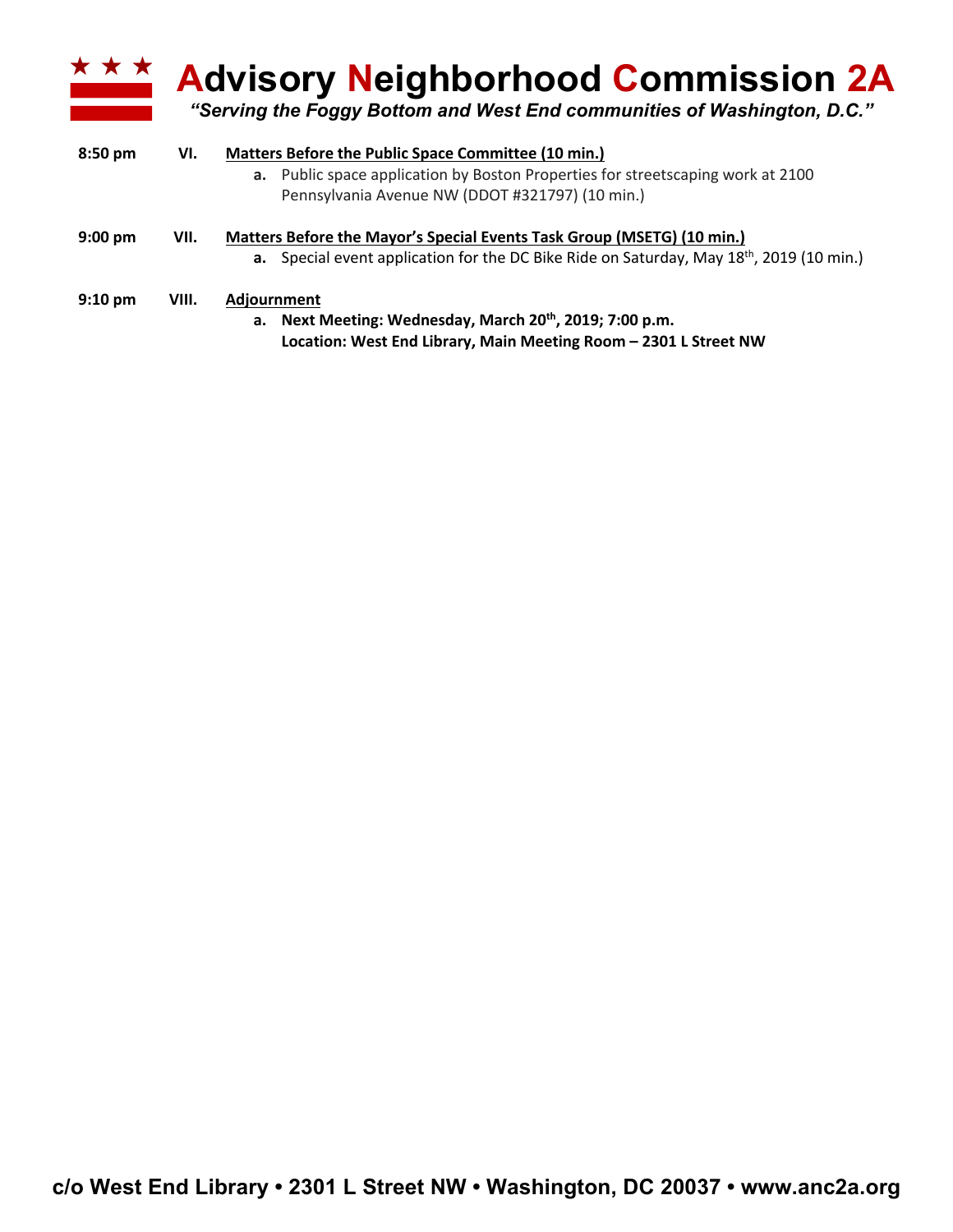# Advisory Neighborhood Commission 2A

*"Serving the Foggy Bottom and West End communities of Washington, D.C."*

**8:50 pm** **VI.** **Matters Before the Public Space Committee (10 min.)**

- **a.** Public space application by Boston Properties for streetscaping work at 2100 Pennsylvania Avenue NW (DDOT #321797) (10 min.)

**9:00 pm** **VII.** **Matters Before the Mayor's Special Events Task Group (MSETG) (10 min.)**

- **a.** Special event application for the DC Bike Ride on Saturday, May 18th, 2019 (10 min.)

**9:10 pm** **VIII.** **Adjournment**

- **a.** **Next Meeting: Wednesday, March 20th, 2019; 7:00 p.m.**
  **Location: West End Library, Main Meeting Room – 2301 L Street NW**

**c/o West End Library • 2301 L Street NW • Washington, DC 20037 • www.anc2a.org**